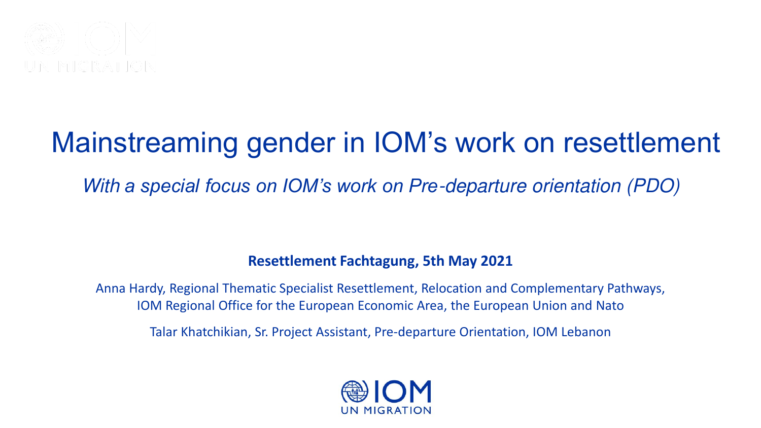# Mainstreaming gender in IOM's work on resettlement

*With a special focus on IOM's work on Pre-departure orientation (PDO)*

**Resettlement Fachtagung, 5th May 2021**

Anna Hardy, Regional Thematic Specialist Resettlement, Relocation and Complementary Pathways, IOM Regional Office for the European Economic Area, the European Union and Nato

Talar Khatchikian, Sr. Project Assistant, Pre-departure Orientation, IOM Lebanon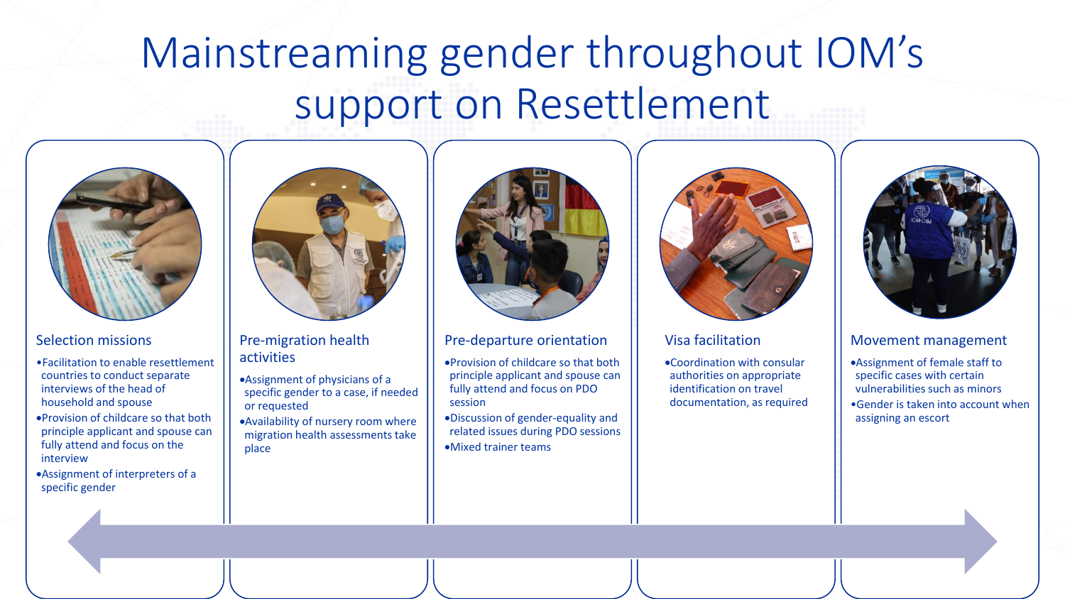# Mainstreaming gender throughout IOM's support on Resettlement

## Selection missions

- Facilitation to enable resettlement countries to conduct separate interviews of the head of household and spouse
- Provision of childcare so that both principle applicant and spouse can fully attend and focus on the interview
- Assignment of interpreters of a specific gender

## Pre-migration health activities

- Assignment of physicians of a specific gender to a case, if needed or requested
- Availability of nursery room where migration health assessments take place

## Pre-departure orientation

- Provision of childcare so that both principle applicant and spouse can fully attend and focus on PDO session
- Discussion of gender-equality and related issues during PDO sessions
- Mixed trainer teams

## Visa facilitation

- Coordination with consular authorities on appropriate identification on travel documentation, as required

## Movement management

- Assignment of female staff to specific cases with certain vulnerabilities such as minors
- Gender is taken into account when assigning an escort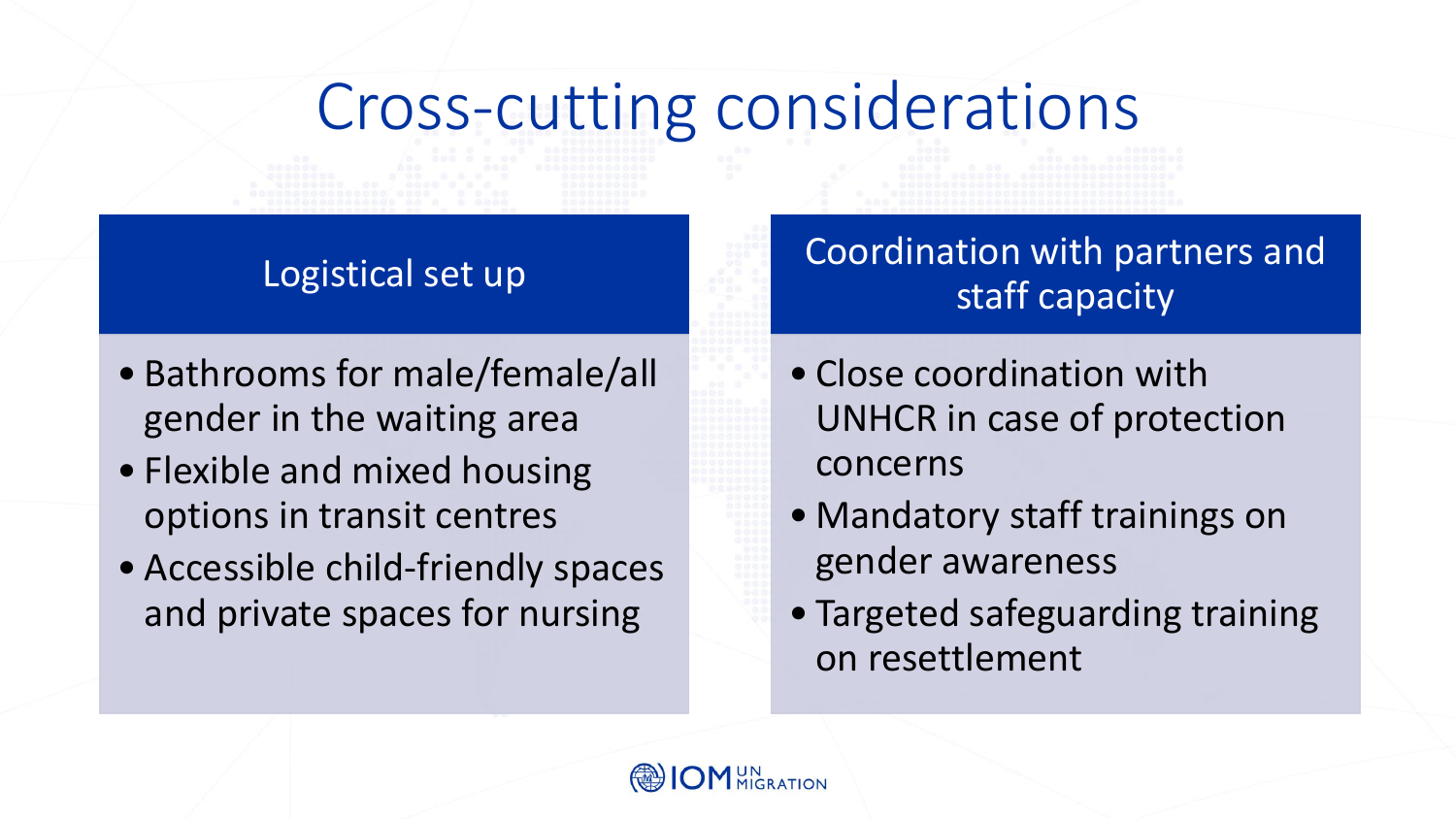# Cross-cutting considerations

## Logistical set up

- Bathrooms for male/female/all gender in the waiting area
- Flexible and mixed housing options in transit centres
- Accessible child-friendly spaces and private spaces for nursing

## Coordination with partners and staff capacity

- Close coordination with UNHCR in case of protection concerns
- Mandatory staff trainings on gender awareness
- Targeted safeguarding training on resettlement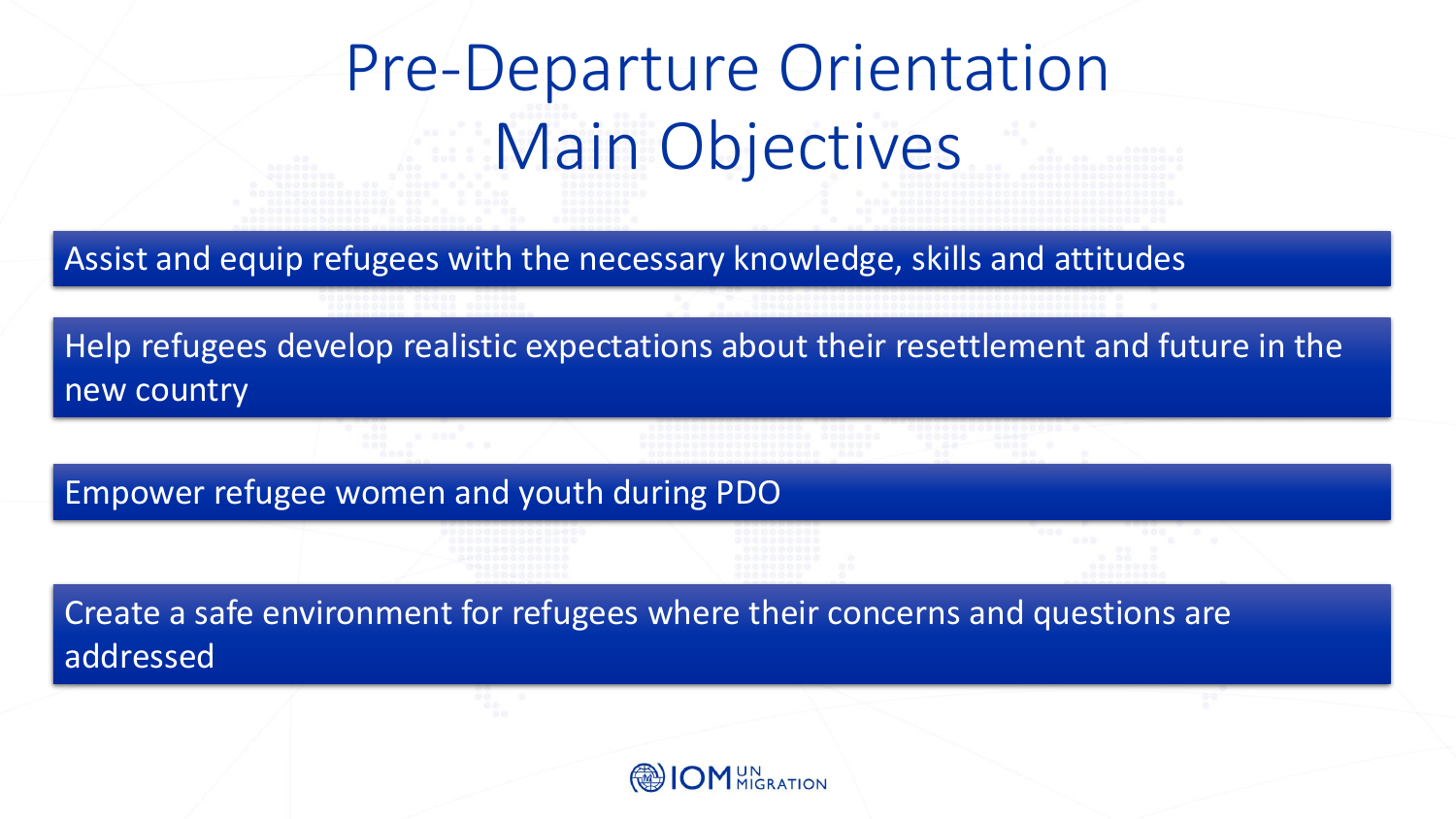# Pre-Departure Orientation Main Objectives

- Assist and equip refugees with the necessary knowledge, skills and attitudes
- Help refugees develop realistic expectations about their resettlement and future in the new country
- Empower refugee women and youth during PDO
- Create a safe environment for refugees where their concerns and questions are addressed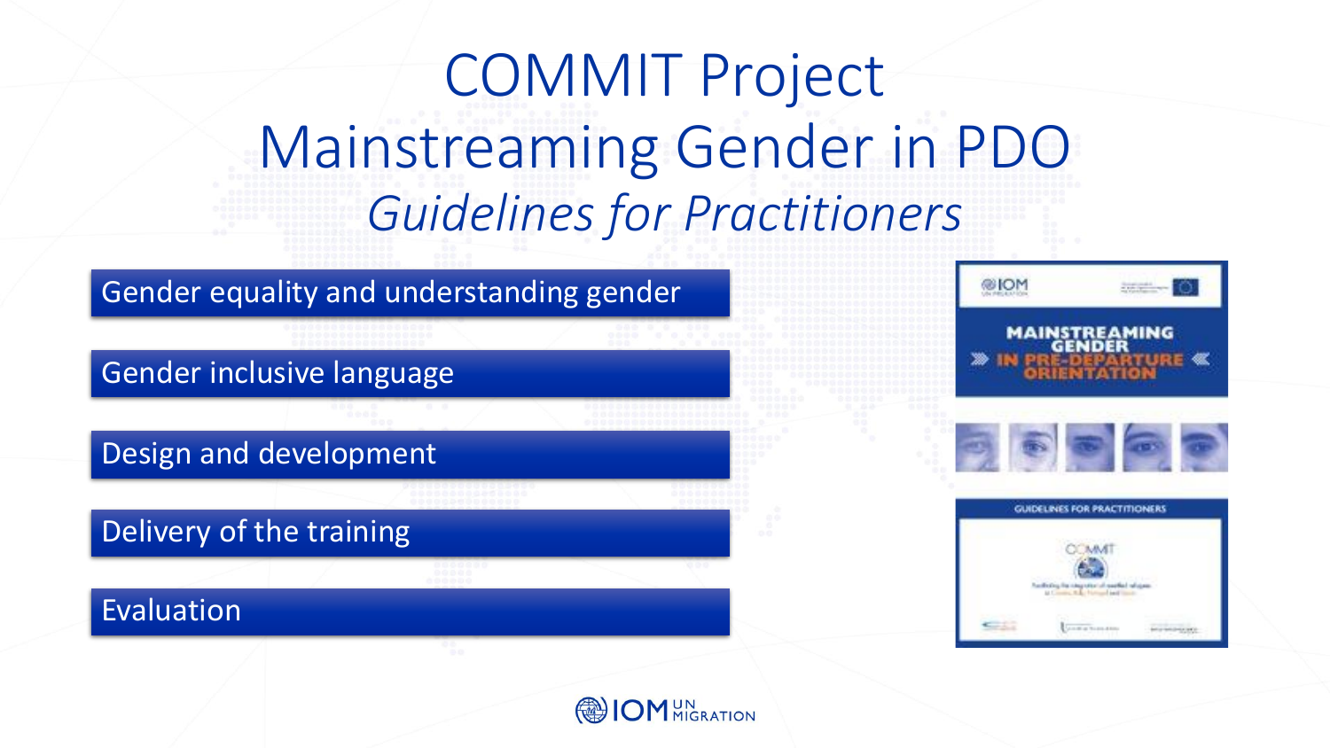# COMMIT Project
# Mainstreaming Gender in PDO
## *Guidelines for Practitioners*

- Gender equality and understanding gender
- Gender inclusive language
- Design and development
- Delivery of the training
- Evaluation